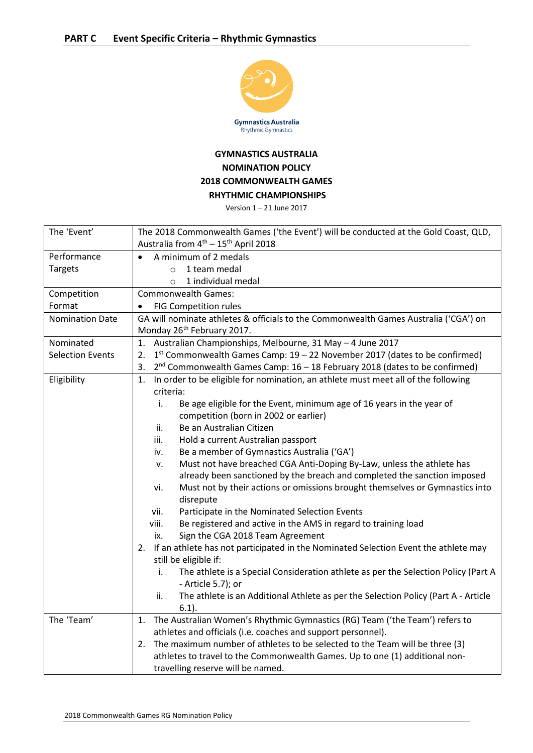**PART C Event Specific Criteria – Rhythmic Gymnastics**

Gymnastics Australia
Rhythmic Gymnastics

**GYMNASTICS AUSTRALIA**
**NOMINATION POLICY**
**2018 COMMONWEALTH GAMES**
**RHYTHMIC CHAMPIONSHIPS**

Version 1 – 21 June 2017

| | |
|---|---|
| The 'Event' | The 2018 Commonwealth Games ('the Event') will be conducted at the Gold Coast, QLD, Australia from 4th – 15th April 2018 |
| Performance Targets | • A minimum of 2 medals<br>&nbsp;&nbsp;&nbsp;&nbsp;○ 1 team medal<br>&nbsp;&nbsp;&nbsp;&nbsp;○ 1 individual medal |
| Competition Format | Commonwealth Games:<br>• FIG Competition rules |
| Nomination Date | GA will nominate athletes & officials to the Commonwealth Games Australia ('CGA') on Monday 26th February 2017. |
| Nominated Selection Events | 1. Australian Championships, Melbourne, 31 May – 4 June 2017<br>2. 1st Commonwealth Games Camp: 19 – 22 November 2017 (dates to be confirmed)<br>3. 2nd Commonwealth Games Camp: 16 – 18 February 2018 (dates to be confirmed) |
| Eligibility | 1. In order to be eligible for nomination, an athlete must meet all of the following criteria:<br>&nbsp;&nbsp;&nbsp;&nbsp;i. Be age eligible for the Event, minimum age of 16 years in the year of competition (born in 2002 or earlier)<br>&nbsp;&nbsp;&nbsp;&nbsp;ii. Be an Australian Citizen<br>&nbsp;&nbsp;&nbsp;&nbsp;iii. Hold a current Australian passport<br>&nbsp;&nbsp;&nbsp;&nbsp;iv. Be a member of Gymnastics Australia ('GA')<br>&nbsp;&nbsp;&nbsp;&nbsp;v. Must not have breached CGA Anti-Doping By-Law, unless the athlete has already been sanctioned by the breach and completed the sanction imposed<br>&nbsp;&nbsp;&nbsp;&nbsp;vi. Must not by their actions or omissions brought themselves or Gymnastics into disrepute<br>&nbsp;&nbsp;&nbsp;&nbsp;vii. Participate in the Nominated Selection Events<br>&nbsp;&nbsp;&nbsp;&nbsp;viii. Be registered and active in the AMS in regard to training load<br>&nbsp;&nbsp;&nbsp;&nbsp;ix. Sign the CGA 2018 Team Agreement<br>2. If an athlete has not participated in the Nominated Selection Event the athlete may still be eligible if:<br>&nbsp;&nbsp;&nbsp;&nbsp;i. The athlete is a Special Consideration athlete as per the Selection Policy (Part A - Article 5.7); or<br>&nbsp;&nbsp;&nbsp;&nbsp;ii. The athlete is an Additional Athlete as per the Selection Policy (Part A - Article 6.1). |
| The 'Team' | 1. The Australian Women's Rhythmic Gymnastics (RG) Team ('the Team') refers to athletes and officials (i.e. coaches and support personnel).<br>2. The maximum number of athletes to be selected to the Team will be three (3) athletes to travel to the Commonwealth Games. Up to one (1) additional non-travelling reserve will be named. |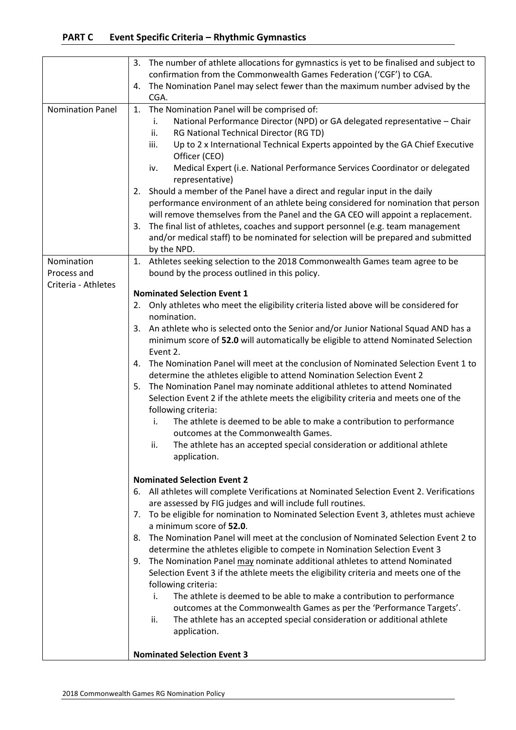## PART C Event Specific Criteria – Rhythmic Gymnastics

| | |
|---|---|
| | 3. The number of athlete allocations for gymnastics is yet to be finalised and subject to confirmation from the Commonwealth Games Federation ('CGF') to CGA.<br>4. The Nomination Panel may select fewer than the maximum number advised by the CGA. |
| Nomination Panel | 1. The Nomination Panel will be comprised of:<br>i. National Performance Director (NPD) or GA delegated representative – Chair<br>ii. RG National Technical Director (RG TD)<br>iii. Up to 2 x International Technical Experts appointed by the GA Chief Executive Officer (CEO)<br>iv. Medical Expert (i.e. National Performance Services Coordinator or delegated representative)<br>2. Should a member of the Panel have a direct and regular input in the daily performance environment of an athlete being considered for nomination that person will remove themselves from the Panel and the GA CEO will appoint a replacement.<br>3. The final list of athletes, coaches and support personnel (e.g. team management and/or medical staff) to be nominated for selection will be prepared and submitted by the NPD. |
| Nomination Process and Criteria - Athletes | 1. Athletes seeking selection to the 2018 Commonwealth Games team agree to be bound by the process outlined in this policy.<br><br>**Nominated Selection Event 1**<br>2. Only athletes who meet the eligibility criteria listed above will be considered for nomination.<br>3. An athlete who is selected onto the Senior and/or Junior National Squad AND has a minimum score of **52.0** will automatically be eligible to attend Nominated Selection Event 2.<br>4. The Nomination Panel will meet at the conclusion of Nominated Selection Event 1 to determine the athletes eligible to attend Nomination Selection Event 2<br>5. The Nomination Panel may nominate additional athletes to attend Nominated Selection Event 2 if the athlete meets the eligibility criteria and meets one of the following criteria:<br>i. The athlete is deemed to be able to make a contribution to performance outcomes at the Commonwealth Games.<br>ii. The athlete has an accepted special consideration or additional athlete application.<br><br>**Nominated Selection Event 2**<br>6. All athletes will complete Verifications at Nominated Selection Event 2. Verifications are assessed by FIG judges and will include full routines.<br>7. To be eligible for nomination to Nominated Selection Event 3, athletes must achieve a minimum score of **52.0**.<br>8. The Nomination Panel will meet at the conclusion of Nominated Selection Event 2 to determine the athletes eligible to compete in Nomination Selection Event 3<br>9. The Nomination Panel may nominate additional athletes to attend Nominated Selection Event 3 if the athlete meets the eligibility criteria and meets one of the following criteria:<br>i. The athlete is deemed to be able to make a contribution to performance outcomes at the Commonwealth Games as per the 'Performance Targets'.<br>ii. The athlete has an accepted special consideration or additional athlete application.<br><br>**Nominated Selection Event 3** |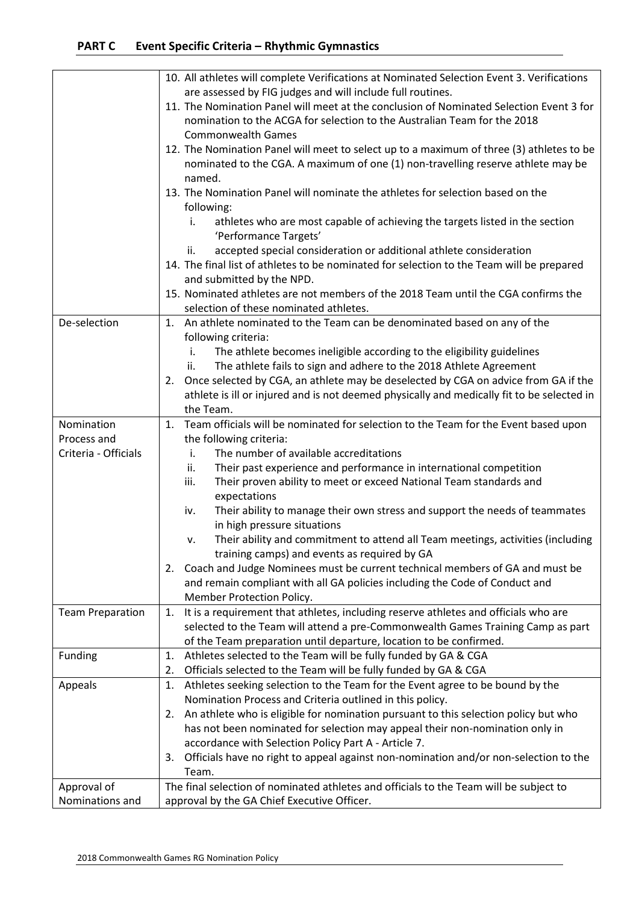## PART C Event Specific Criteria – Rhythmic Gymnastics

| | |
|---|---|
| | 10. All athletes will complete Verifications at Nominated Selection Event 3. Verifications are assessed by FIG judges and will include full routines.<br>11. The Nomination Panel will meet at the conclusion of Nominated Selection Event 3 for nomination to the ACGA for selection to the Australian Team for the 2018 Commonwealth Games<br>12. The Nomination Panel will meet to select up to a maximum of three (3) athletes to be nominated to the CGA. A maximum of one (1) non-travelling reserve athlete may be named.<br>13. The Nomination Panel will nominate the athletes for selection based on the following:<br>i. athletes who are most capable of achieving the targets listed in the section 'Performance Targets'<br>ii. accepted special consideration or additional athlete consideration<br>14. The final list of athletes to be nominated for selection to the Team will be prepared and submitted by the NPD.<br>15. Nominated athletes are not members of the 2018 Team until the CGA confirms the selection of these nominated athletes. |
| De-selection | 1. An athlete nominated to the Team can be denominated based on any of the following criteria:<br>i. The athlete becomes ineligible according to the eligibility guidelines<br>ii. The athlete fails to sign and adhere to the 2018 Athlete Agreement<br>2. Once selected by CGA, an athlete may be deselected by CGA on advice from GA if the athlete is ill or injured and is not deemed physically and medically fit to be selected in the Team. |
| Nomination Process and Criteria - Officials | 1. Team officials will be nominated for selection to the Team for the Event based upon the following criteria:<br>i. The number of available accreditations<br>ii. Their past experience and performance in international competition<br>iii. Their proven ability to meet or exceed National Team standards and expectations<br>iv. Their ability to manage their own stress and support the needs of teammates in high pressure situations<br>v. Their ability and commitment to attend all Team meetings, activities (including training camps) and events as required by GA<br>2. Coach and Judge Nominees must be current technical members of GA and must be and remain compliant with all GA policies including the Code of Conduct and Member Protection Policy. |
| Team Preparation | 1. It is a requirement that athletes, including reserve athletes and officials who are selected to the Team will attend a pre-Commonwealth Games Training Camp as part of the Team preparation until departure, location to be confirmed. |
| Funding | 1. Athletes selected to the Team will be fully funded by GA & CGA<br>2. Officials selected to the Team will be fully funded by GA & CGA |
| Appeals | 1. Athletes seeking selection to the Team for the Event agree to be bound by the Nomination Process and Criteria outlined in this policy.<br>2. An athlete who is eligible for nomination pursuant to this selection policy but who has not been nominated for selection may appeal their non-nomination only in accordance with Selection Policy Part A - Article 7.<br>3. Officials have no right to appeal against non-nomination and/or non-selection to the Team. |
| Approval of Nominations and | The final selection of nominated athletes and officials to the Team will be subject to approval by the GA Chief Executive Officer. |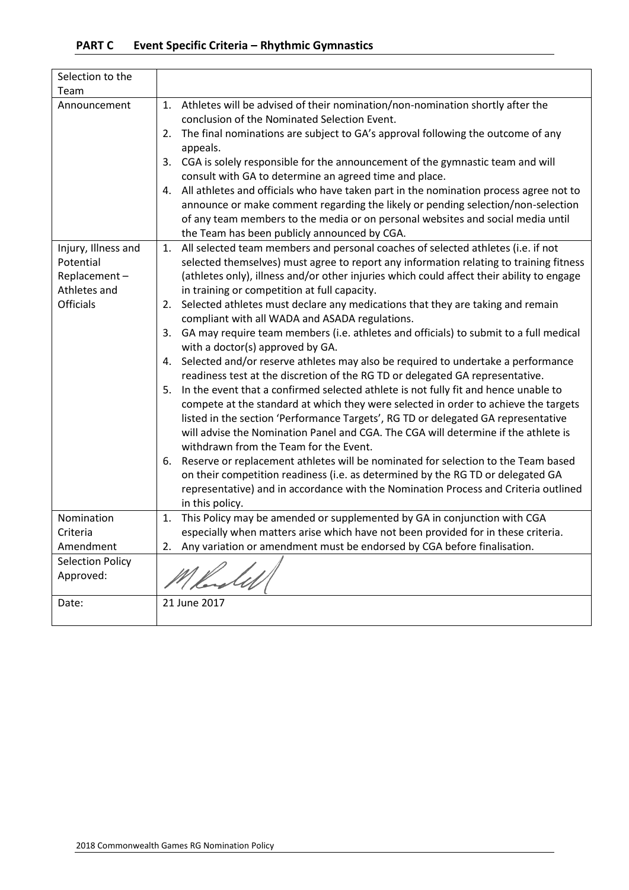## PART C Event Specific Criteria – Rhythmic Gymnastics

| | |
|---|---|
| Selection to the Team | |
| Announcement | 1. Athletes will be advised of their nomination/non-nomination shortly after the conclusion of the Nominated Selection Event.<br>2. The final nominations are subject to GA's approval following the outcome of any appeals.<br>3. CGA is solely responsible for the announcement of the gymnastic team and will consult with GA to determine an agreed time and place.<br>4. All athletes and officials who have taken part in the nomination process agree not to announce or make comment regarding the likely or pending selection/non-selection of any team members to the media or on personal websites and social media until the Team has been publicly announced by CGA. |
| Injury, Illness and Potential Replacement – Athletes and Officials | 1. All selected team members and personal coaches of selected athletes (i.e. if not selected themselves) must agree to report any information relating to training fitness (athletes only), illness and/or other injuries which could affect their ability to engage in training or competition at full capacity.<br>2. Selected athletes must declare any medications that they are taking and remain compliant with all WADA and ASADA regulations.<br>3. GA may require team members (i.e. athletes and officials) to submit to a full medical with a doctor(s) approved by GA.<br>4. Selected and/or reserve athletes may also be required to undertake a performance readiness test at the discretion of the RG TD or delegated GA representative.<br>5. In the event that a confirmed selected athlete is not fully fit and hence unable to compete at the standard at which they were selected in order to achieve the targets listed in the section 'Performance Targets', RG TD or delegated GA representative will advise the Nomination Panel and CGA. The CGA will determine if the athlete is withdrawn from the Team for the Event.<br>6. Reserve or replacement athletes will be nominated for selection to the Team based on their competition readiness (i.e. as determined by the RG TD or delegated GA representative) and in accordance with the Nomination Process and Criteria outlined in this policy. |
| Nomination Criteria Amendment | 1. This Policy may be amended or supplemented by GA in conjunction with CGA especially when matters arise which have not been provided for in these criteria.<br>2. Any variation or amendment must be endorsed by CGA before finalisation. |
| Selection Policy Approved: | [signature] |
| Date: | 21 June 2017 |